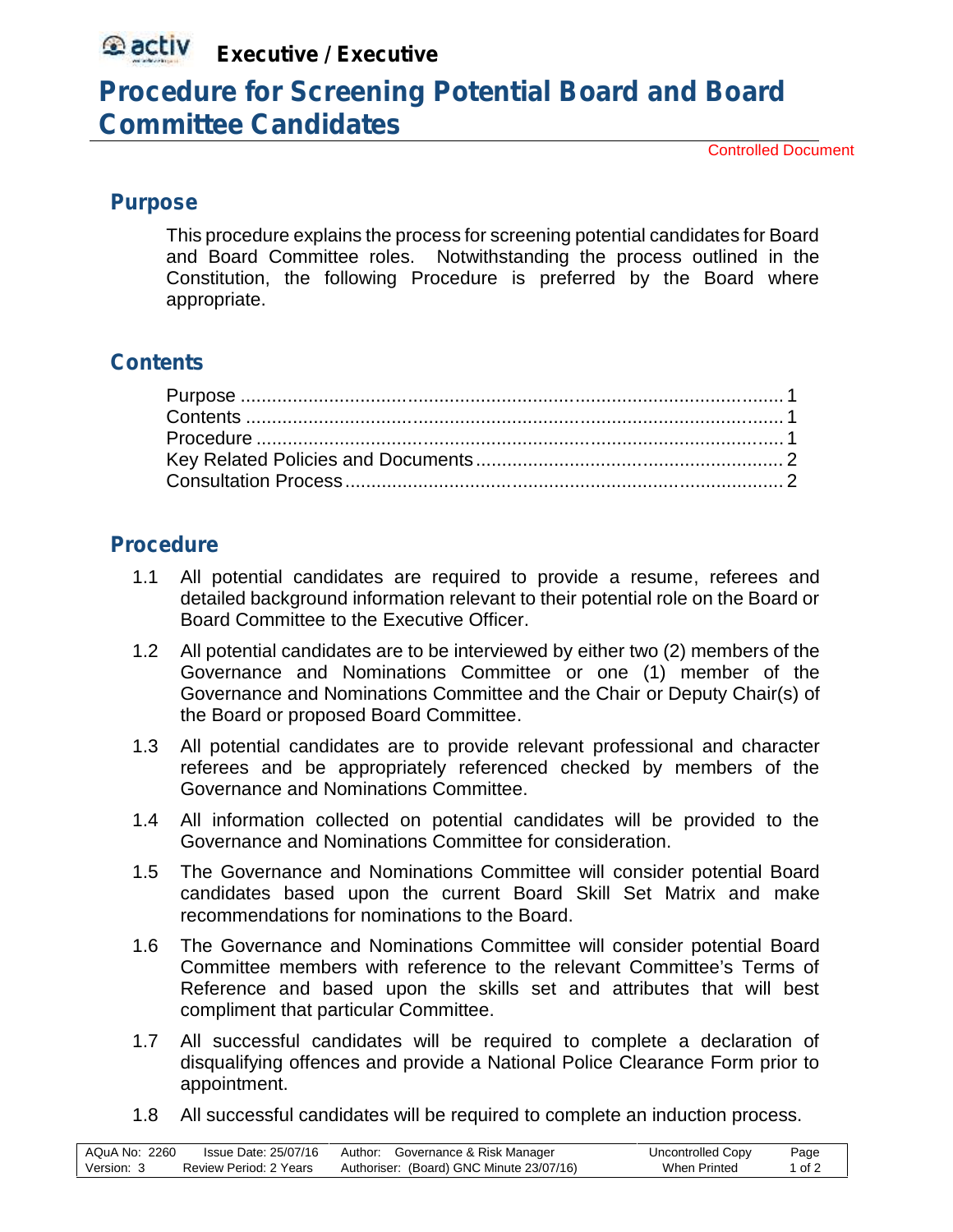**Executive / Executive**

# Procedure for Screening Potential Board and Board Committee Candidates

Controlled Document

## Purpose

This procedure explains the process for screening potential candidates for Board and Board Committee roles. Notwithstanding the process outlined in the Constitution, the following Procedure is preferred by the Board where appropriate.

## Contents

Purpose ........................................................................................................ 1
Contents ....................................................................................................... 1
Procedure ..................................................................................................... 1
Key Related Policies and Documents .......................................................... 2
Consultation Process .................................................................................... 2

## Procedure

1.1 All potential candidates are required to provide a resume, referees and detailed background information relevant to their potential role on the Board or Board Committee to the Executive Officer.

1.2 All potential candidates are to be interviewed by either two (2) members of the Governance and Nominations Committee or one (1) member of the Governance and Nominations Committee and the Chair or Deputy Chair(s) of the Board or proposed Board Committee.

1.3 All potential candidates are to provide relevant professional and character referees and be appropriately referenced checked by members of the Governance and Nominations Committee.

1.4 All information collected on potential candidates will be provided to the Governance and Nominations Committee for consideration.

1.5 The Governance and Nominations Committee will consider potential Board candidates based upon the current Board Skill Set Matrix and make recommendations for nominations to the Board.

1.6 The Governance and Nominations Committee will consider potential Board Committee members with reference to the relevant Committee's Terms of Reference and based upon the skills set and attributes that will best compliment that particular Committee.

1.7 All successful candidates will be required to complete a declaration of disqualifying offences and provide a National Police Clearance Form prior to appointment.

1.8 All successful candidates will be required to complete an induction process.

| AQuA No: 2260 | Issue Date: 25/07/16 | Author: Governance & Risk Manager | Uncontrolled Copy |
|---|---|---|---|
| Version: 3 | Review Period: 2 Years | Authoriser: (Board) GNC Minute 23/07/16 | When Printed |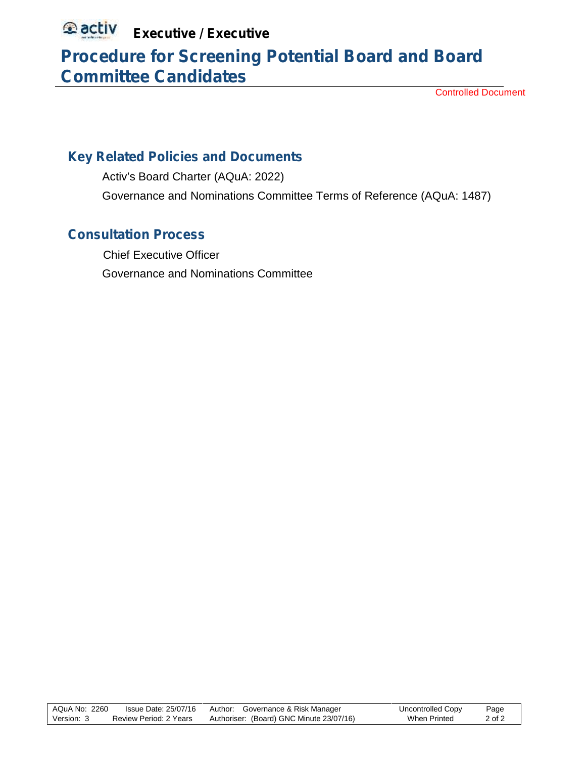## Key Related Policies and Documents

Activ's Board Charter (AQuA: 2022)

Governance and Nominations Committee Terms of Reference (AQuA: 1487)

## Consultation Process

Chief Executive Officer

Governance and Nominations Committee